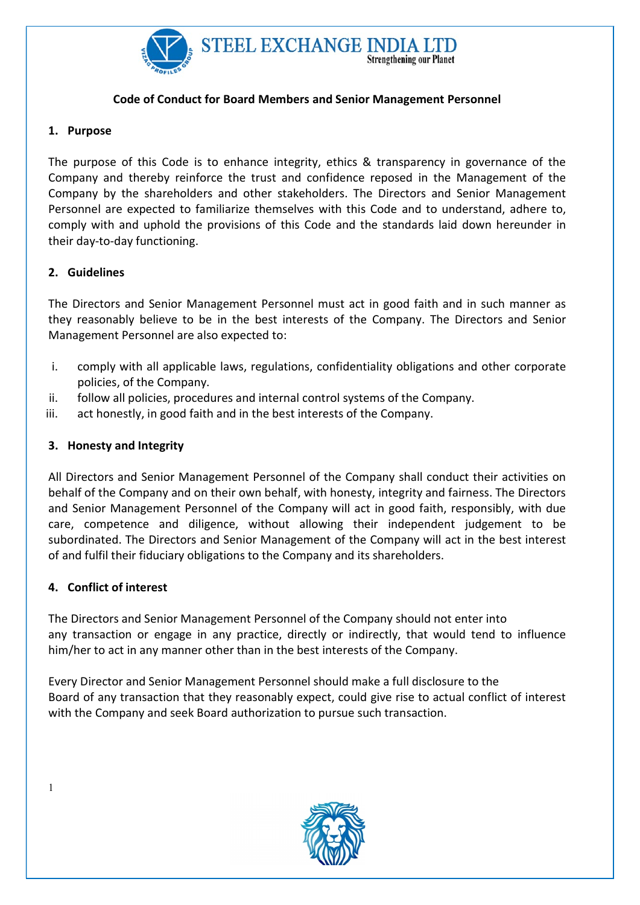# STEEL EXCHANGE INDIA LTD

Strengthening our Planet

## Code of Conduct for Board Members and Senior Management Personnel

### 1. Purpose

The purpose of this Code is to enhance integrity, ethics & transparency in governance of the Company and thereby reinforce the trust and confidence reposed in the Management of the Company by the shareholders and other stakeholders. The Directors and Senior Management Personnel are expected to familiarize themselves with this Code and to understand, adhere to, comply with and uphold the provisions of this Code and the standards laid down hereunder in their day-to-day functioning.

### 2. Guidelines

The Directors and Senior Management Personnel must act in good faith and in such manner as they reasonably believe to be in the best interests of the Company. The Directors and Senior Management Personnel are also expected to:

i. comply with all applicable laws, regulations, confidentiality obligations and other corporate policies, of the Company.
ii. follow all policies, procedures and internal control systems of the Company.
iii. act honestly, in good faith and in the best interests of the Company.

### 3. Honesty and Integrity

All Directors and Senior Management Personnel of the Company shall conduct their activities on behalf of the Company and on their own behalf, with honesty, integrity and fairness. The Directors and Senior Management Personnel of the Company will act in good faith, responsibly, with due care, competence and diligence, without allowing their independent judgement to be subordinated. The Directors and Senior Management of the Company will act in the best interest of and fulfil their fiduciary obligations to the Company and its shareholders.

### 4. Conflict of interest

The Directors and Senior Management Personnel of the Company should not enter into any transaction or engage in any practice, directly or indirectly, that would tend to influence him/her to act in any manner other than in the best interests of the Company.

Every Director and Senior Management Personnel should make a full disclosure to the Board of any transaction that they reasonably expect, could give rise to actual conflict of interest with the Company and seek Board authorization to pursue such transaction.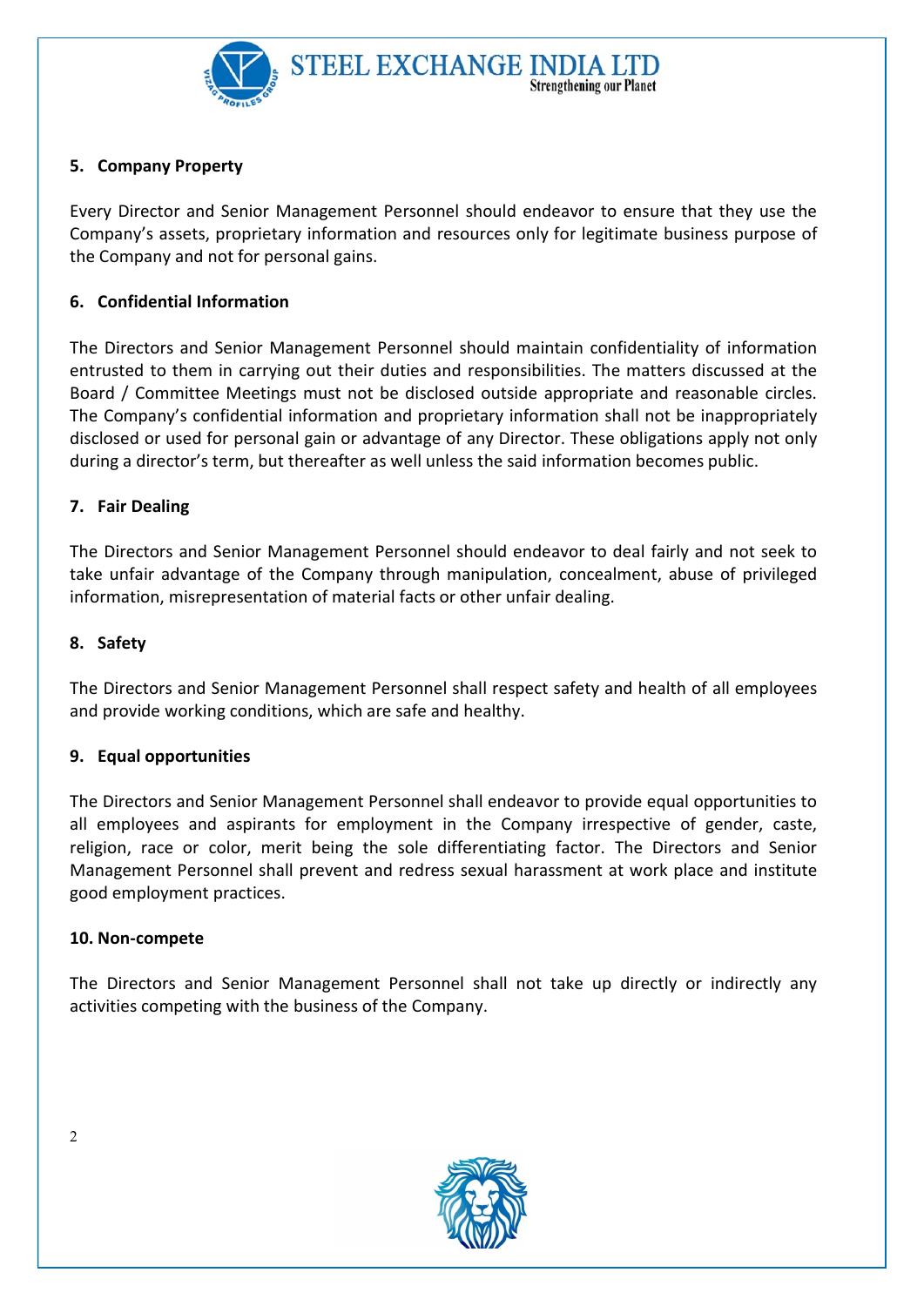**5. Company Property**

Every Director and Senior Management Personnel should endeavor to ensure that they use the Company's assets, proprietary information and resources only for legitimate business purpose of the Company and not for personal gains.

**6. Confidential Information**

The Directors and Senior Management Personnel should maintain confidentiality of information entrusted to them in carrying out their duties and responsibilities. The matters discussed at the Board / Committee Meetings must not be disclosed outside appropriate and reasonable circles. The Company's confidential information and proprietary information shall not be inappropriately disclosed or used for personal gain or advantage of any Director. These obligations apply not only during a director's term, but thereafter as well unless the said information becomes public.

**7. Fair Dealing**

The Directors and Senior Management Personnel should endeavor to deal fairly and not seek to take unfair advantage of the Company through manipulation, concealment, abuse of privileged information, misrepresentation of material facts or other unfair dealing.

**8. Safety**

The Directors and Senior Management Personnel shall respect safety and health of all employees and provide working conditions, which are safe and healthy.

**9. Equal opportunities**

The Directors and Senior Management Personnel shall endeavor to provide equal opportunities to all employees and aspirants for employment in the Company irrespective of gender, caste, religion, race or color, merit being the sole differentiating factor. The Directors and Senior Management Personnel shall prevent and redress sexual harassment at work place and institute good employment practices.

**10. Non-compete**

The Directors and Senior Management Personnel shall not take up directly or indirectly any activities competing with the business of the Company.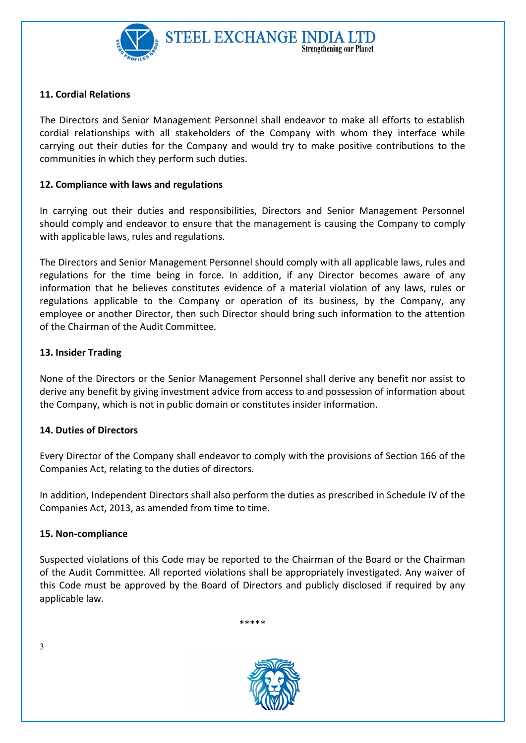### 11. Cordial Relations

The Directors and Senior Management Personnel shall endeavor to make all efforts to establish cordial relationships with all stakeholders of the Company with whom they interface while carrying out their duties for the Company and would try to make positive contributions to the communities in which they perform such duties.

### 12. Compliance with laws and regulations

In carrying out their duties and responsibilities, Directors and Senior Management Personnel should comply and endeavor to ensure that the management is causing the Company to comply with applicable laws, rules and regulations.

The Directors and Senior Management Personnel should comply with all applicable laws, rules and regulations for the time being in force. In addition, if any Director becomes aware of any information that he believes constitutes evidence of a material violation of any laws, rules or regulations applicable to the Company or operation of its business, by the Company, any employee or another Director, then such Director should bring such information to the attention of the Chairman of the Audit Committee.

### 13. Insider Trading

None of the Directors or the Senior Management Personnel shall derive any benefit nor assist to derive any benefit by giving investment advice from access to and possession of information about the Company, which is not in public domain or constitutes insider information.

### 14. Duties of Directors

Every Director of the Company shall endeavor to comply with the provisions of Section 166 of the Companies Act, relating to the duties of directors.

In addition, Independent Directors shall also perform the duties as prescribed in Schedule IV of the Companies Act, 2013, as amended from time to time.

### 15. Non-compliance

Suspected violations of this Code may be reported to the Chairman of the Board or the Chairman of the Audit Committee. All reported violations shall be appropriately investigated. Any waiver of this Code must be approved by the Board of Directors and publicly disclosed if required by any applicable law.

*****